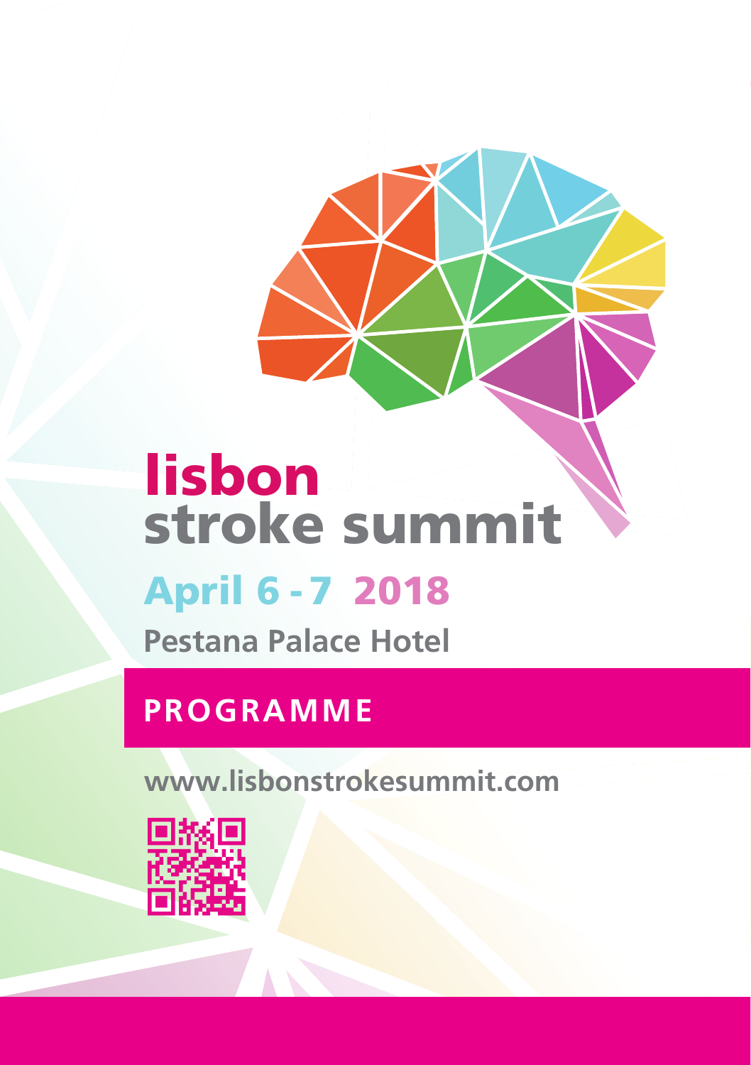# lisbon stroke summit

## April 6 - 7 2018

**Pestana Palace Hotel**

## PROGRAMME

**www.lisbonstrokesummit.com**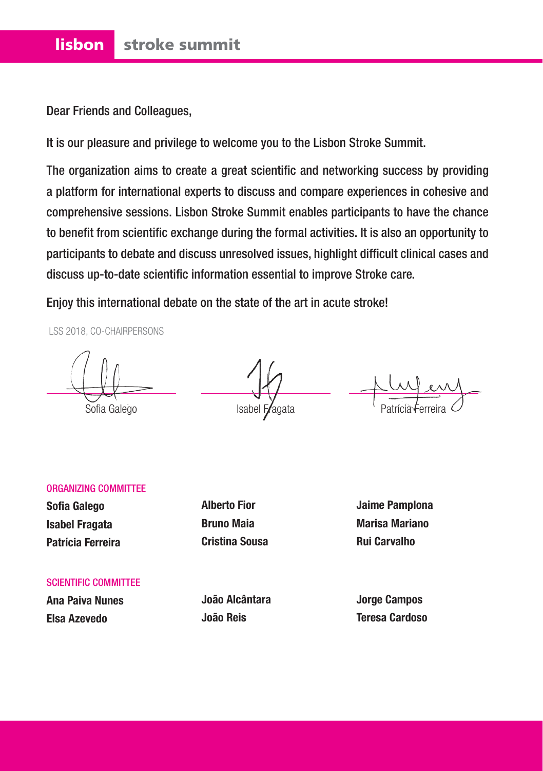Dear Friends and Colleagues,

It is our pleasure and privilege to welcome you to the Lisbon Stroke Summit.

The organization aims to create a great scientific and networking success by providing a platform for international experts to discuss and compare experiences in cohesive and comprehensive sessions. Lisbon Stroke Summit enables participants to have the chance to benefit from scientific exchange during the formal activities. It is also an opportunity to participants to debate and discuss unresolved issues, highlight difficult clinical cases and discuss up-to-date scientific information essential to improve Stroke care.

Enjoy this international debate on the state of the art in acute stroke!

LSS 2018, CO-CHAIRPERSONS

Sofia Galego

Isabel Fragata

Patrícia Ferreira

### ORGANIZING COMMITTEE

**Sofia Galego**
**Isabel Fragata**
**Patrícia Ferreira**
**Alberto Fior**
**Bruno Maia**
**Cristina Sousa**
**Jaime Pamplona**
**Marisa Mariano**
**Rui Carvalho**

### SCIENTIFIC COMMITTEE

**Ana Paiva Nunes**
**Elsa Azevedo**
**João Alcântara**
**João Reis**
**Jorge Campos**
**Teresa Cardoso**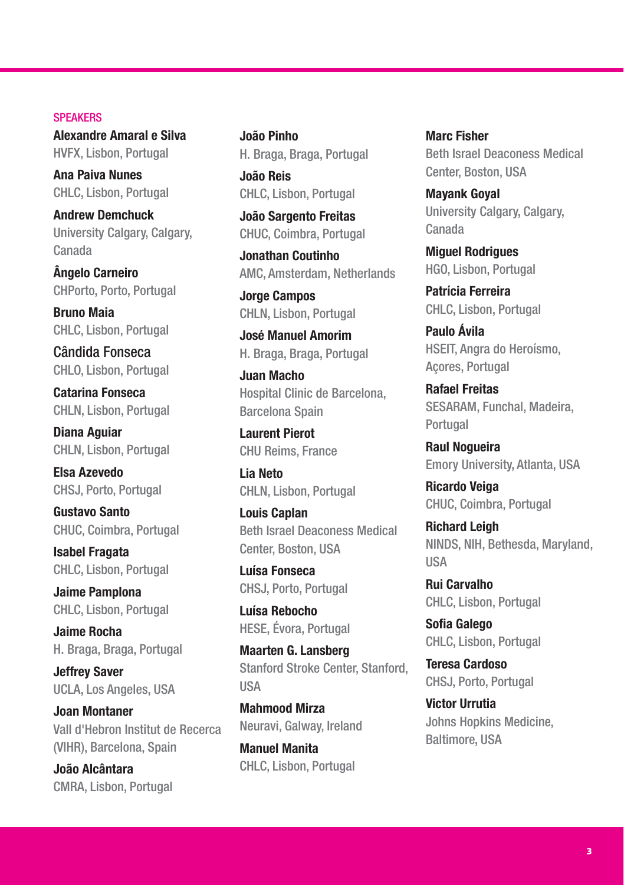## SPEAKERS

**Alexandre Amaral e Silva**
HVFX, Lisbon, Portugal

**Ana Paiva Nunes**
CHLC, Lisbon, Portugal

**Andrew Demchuck**
University Calgary, Calgary, Canada

**Ângelo Carneiro**
CHPorto, Porto, Portugal

**Bruno Maia**
CHLC, Lisbon, Portugal

Cândida Fonseca
CHLO, Lisbon, Portugal

**Catarina Fonseca**
CHLN, Lisbon, Portugal

**Diana Aguiar**
CHLN, Lisbon, Portugal

**Elsa Azevedo**
CHSJ, Porto, Portugal

**Gustavo Santo**
CHUC, Coimbra, Portugal

**Isabel Fragata**
CHLC, Lisbon, Portugal

**Jaime Pamplona**
CHLC, Lisbon, Portugal

**Jaime Rocha**
H. Braga, Braga, Portugal

**Jeffrey Saver**
UCLA, Los Angeles, USA

**Joan Montaner**
Vall d'Hebron Institut de Recerca (VIHR), Barcelona, Spain

**João Alcântara**
CMRA, Lisbon, Portugal

**João Pinho**
H. Braga, Braga, Portugal

**João Reis**
CHLC, Lisbon, Portugal

**João Sargento Freitas**
CHUC, Coimbra, Portugal

**Jonathan Coutinho**
AMC, Amsterdam, Netherlands

**Jorge Campos**
CHLN, Lisbon, Portugal

**José Manuel Amorim**
H. Braga, Braga, Portugal

**Juan Macho**
Hospital Clinic de Barcelona, Barcelona Spain

**Laurent Pierot**
CHU Reims, France

**Lia Neto**
CHLN, Lisbon, Portugal

**Louis Caplan**
Beth Israel Deaconess Medical Center, Boston, USA

**Luísa Fonseca**
CHSJ, Porto, Portugal

**Luísa Rebocho**
HESE, Évora, Portugal

**Maarten G. Lansberg**
Stanford Stroke Center, Stanford, USA

**Mahmood Mirza**
Neuravi, Galway, Ireland

**Manuel Manita**
CHLC, Lisbon, Portugal

**Marc Fisher**
Beth Israel Deaconess Medical Center, Boston, USA

**Mayank Goyal**
University Calgary, Calgary, Canada

**Miguel Rodrigues**
HGO, Lisbon, Portugal

**Patrícia Ferreira**
CHLC, Lisbon, Portugal

**Paulo Ávila**
HSEIT, Angra do Heroísmo, Açores, Portugal

**Rafael Freitas**
SESARAM, Funchal, Madeira, Portugal

**Raul Nogueira**
Emory University, Atlanta, USA

**Ricardo Veiga**
CHUC, Coimbra, Portugal

**Richard Leigh**
NINDS, NIH, Bethesda, Maryland, USA

**Rui Carvalho**
CHLC, Lisbon, Portugal

**Sofia Galego**
CHLC, Lisbon, Portugal

**Teresa Cardoso**
CHSJ, Porto, Portugal

**Victor Urrutia**
Johns Hopkins Medicine, Baltimore, USA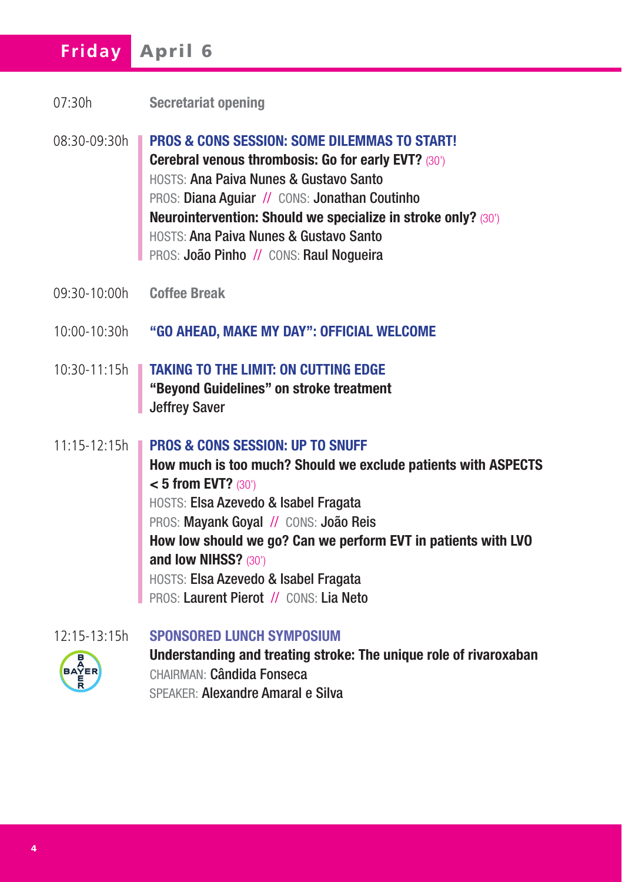# Friday April 6

07:30h **Secretariat opening**

08:30-09:30h **PROS & CONS SESSION: SOME DILEMMAS TO START!**

**Cerebral venous thrombosis: Go for early EVT?** (30')
HOSTS: Ana Paiva Nunes & Gustavo Santo
PROS: Diana Aguiar // CONS: Jonathan Coutinho

**Neurointervention: Should we specialize in stroke only?** (30')
HOSTS: Ana Paiva Nunes & Gustavo Santo
PROS: João Pinho // CONS: Raul Nogueira

09:30-10:00h **Coffee Break**

10:00-10:30h **"GO AHEAD, MAKE MY DAY": OFFICIAL WELCOME**

10:30-11:15h **TAKING TO THE LIMIT: ON CUTTING EDGE**

**"Beyond Guidelines" on stroke treatment**
Jeffrey Saver

11:15-12:15h **PROS & CONS SESSION: UP TO SNUFF**

**How much is too much? Should we exclude patients with ASPECTS < 5 from EVT?** (30')
HOSTS: Elsa Azevedo & Isabel Fragata
PROS: Mayank Goyal // CONS: João Reis

**How low should we go? Can we perform EVT in patients with LVO and low NIHSS?** (30')
HOSTS: Elsa Azevedo & Isabel Fragata
PROS: Laurent Pierot // CONS: Lia Neto

12:15-13:15h **SPONSORED LUNCH SYMPOSIUM**

BAYER

**Understanding and treating stroke: The unique role of rivaroxaban**
CHAIRMAN: Cândida Fonseca
SPEAKER: Alexandre Amaral e Silva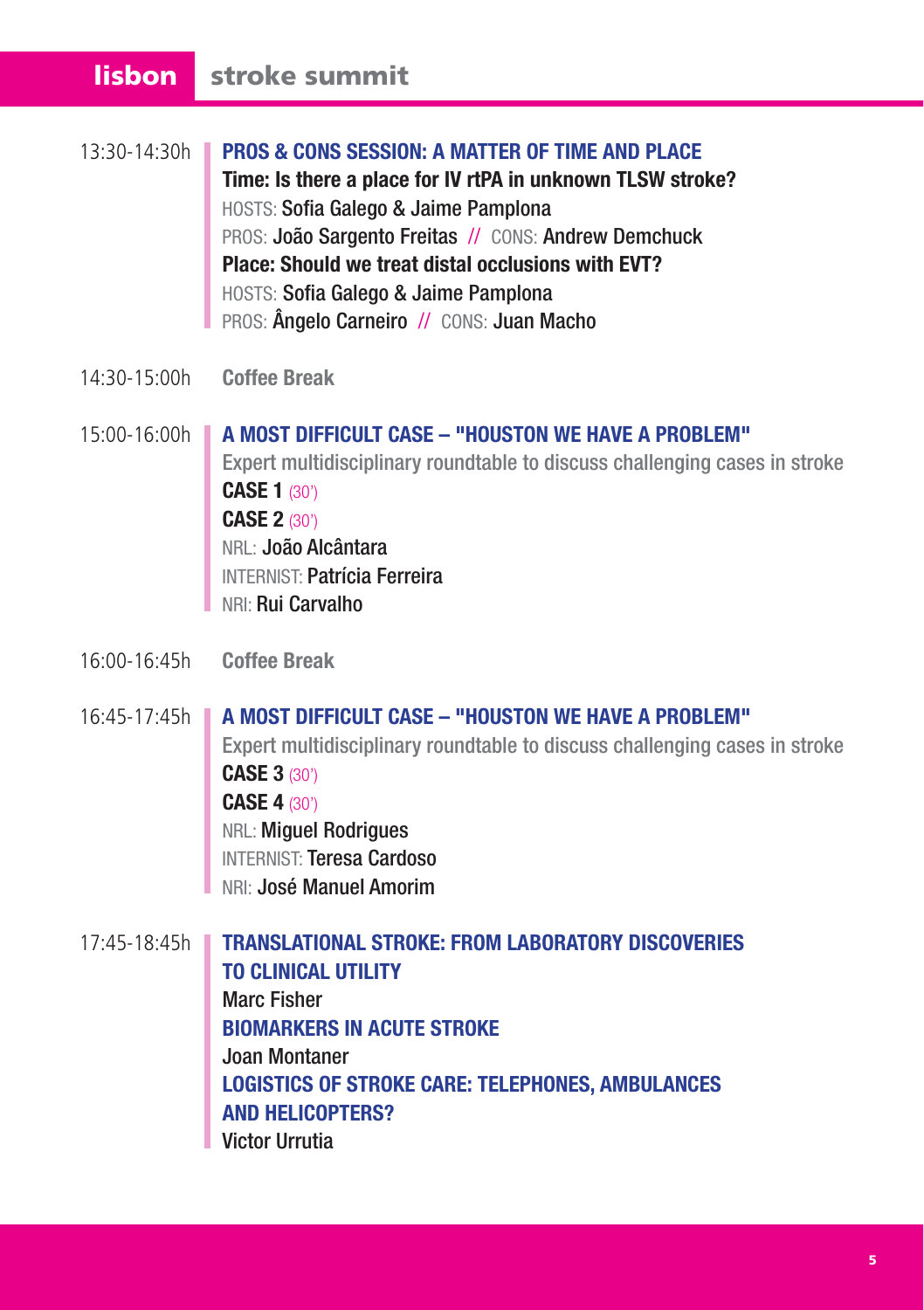**13:30-14:30h**

**PROS & CONS SESSION: A MATTER OF TIME AND PLACE**

**Time: Is there a place for IV rtPA in unknown TLSW stroke?**
HOSTS: Sofia Galego & Jaime Pamplona
PROS: João Sargento Freitas // CONS: Andrew Demchuck

**Place: Should we treat distal occlusions with EVT?**
HOSTS: Sofia Galego & Jaime Pamplona
PROS: Ângelo Carneiro // CONS: Juan Macho

**14:30-15:00h** Coffee Break

**15:00-16:00h**

**A MOST DIFFICULT CASE – "HOUSTON WE HAVE A PROBLEM"**

Expert multidisciplinary roundtable to discuss challenging cases in stroke

**CASE 1** (30')
**CASE 2** (30')
NRL: João Alcântara
INTERNIST: Patrícia Ferreira
NRI: Rui Carvalho

**16:00-16:45h** Coffee Break

**16:45-17:45h**

**A MOST DIFFICULT CASE – "HOUSTON WE HAVE A PROBLEM"**

Expert multidisciplinary roundtable to discuss challenging cases in stroke

**CASE 3** (30')
**CASE 4** (30')
NRL: Miguel Rodrigues
INTERNIST: Teresa Cardoso
NRI: José Manuel Amorim

**17:45-18:45h**

**TRANSLATIONAL STROKE: FROM LABORATORY DISCOVERIES TO CLINICAL UTILITY**
Marc Fisher

**BIOMARKERS IN ACUTE STROKE**
Joan Montaner

**LOGISTICS OF STROKE CARE: TELEPHONES, AMBULANCES AND HELICOPTERS?**
Victor Urrutia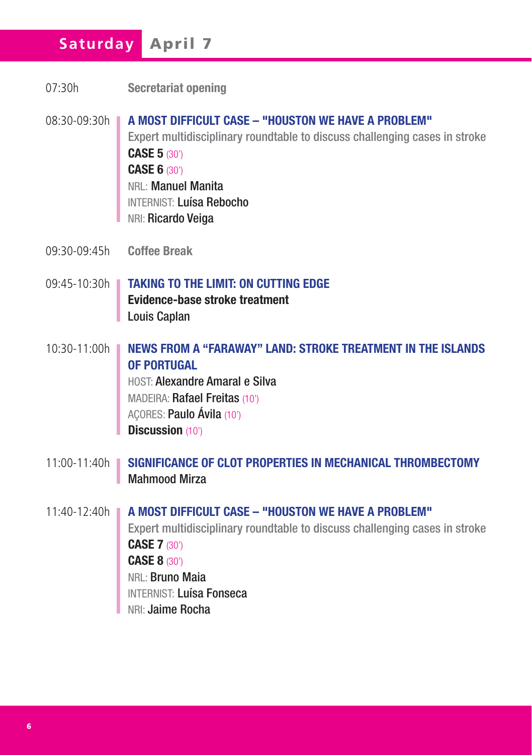## Saturday April 7

07:30h **Secretariat opening**

08:30-09:30h **A MOST DIFFICULT CASE – "HOUSTON WE HAVE A PROBLEM"**
Expert multidisciplinary roundtable to discuss challenging cases in stroke
**CASE 5** (30')
**CASE 6** (30')
NRL: **Manuel Manita**
INTERNIST: **Luísa Rebocho**
NRI: **Ricardo Veiga**

09:30-09:45h **Coffee Break**

09:45-10:30h **TAKING TO THE LIMIT: ON CUTTING EDGE**
**Evidence-base stroke treatment**
Louis Caplan

10:30-11:00h **NEWS FROM A "FARAWAY" LAND: STROKE TREATMENT IN THE ISLANDS OF PORTUGAL**
HOST: **Alexandre Amaral e Silva**
MADEIRA: **Rafael Freitas** (10')
AÇORES: **Paulo Ávila** (10')
**Discussion** (10')

11:00-11:40h **SIGNIFICANCE OF CLOT PROPERTIES IN MECHANICAL THROMBECTOMY**
Mahmood Mirza

11:40-12:40h **A MOST DIFFICULT CASE – "HOUSTON WE HAVE A PROBLEM"**
Expert multidisciplinary roundtable to discuss challenging cases in stroke
**CASE 7** (30')
**CASE 8** (30')
NRL: **Bruno Maia**
INTERNIST: **Luísa Fonseca**
NRI: **Jaime Rocha**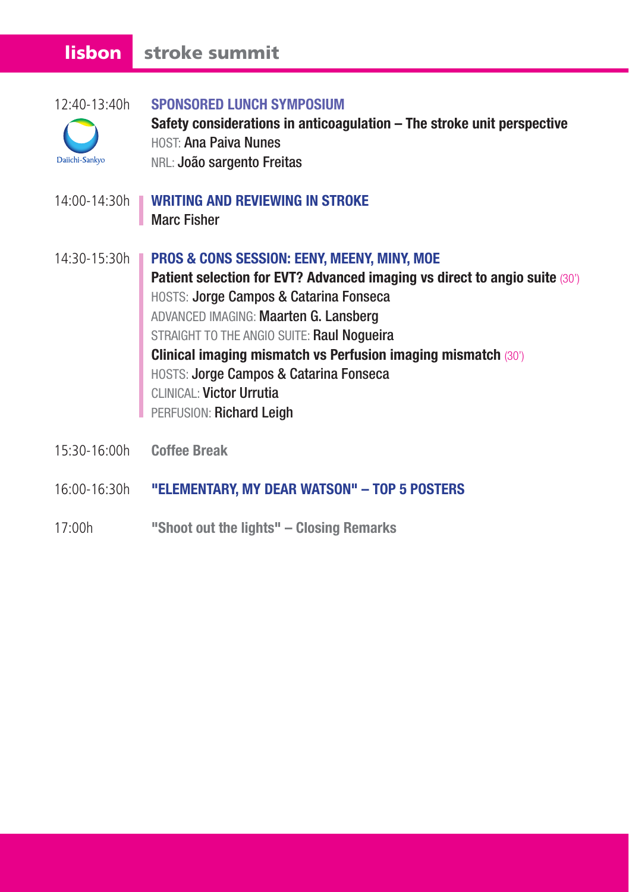12:40-13:40h

**SPONSORED LUNCH SYMPOSIUM**

**Safety considerations in anticoagulation – The stroke unit perspective**

HOST: **Ana Paiva Nunes**

NRL: **João sargento Freitas**

Daiichi-Sankyo

14:00-14:30h

**WRITING AND REVIEWING IN STROKE**

Marc Fisher

14:30-15:30h

**PROS & CONS SESSION: EENY, MEENY, MINY, MOE**

**Patient selection for EVT? Advanced imaging vs direct to angio suite** (30')

HOSTS: **Jorge Campos & Catarina Fonseca**

ADVANCED IMAGING: **Maarten G. Lansberg**

STRAIGHT TO THE ANGIO SUITE: **Raul Nogueira**

**Clinical imaging mismatch vs Perfusion imaging mismatch** (30')

HOSTS: **Jorge Campos & Catarina Fonseca**

CLINICAL: **Victor Urrutia**

PERFUSION: **Richard Leigh**

15:30-16:00h

**Coffee Break**

16:00-16:30h

**"ELEMENTARY, MY DEAR WATSON" – TOP 5 POSTERS**

17:00h

**"Shoot out the lights" – Closing Remarks**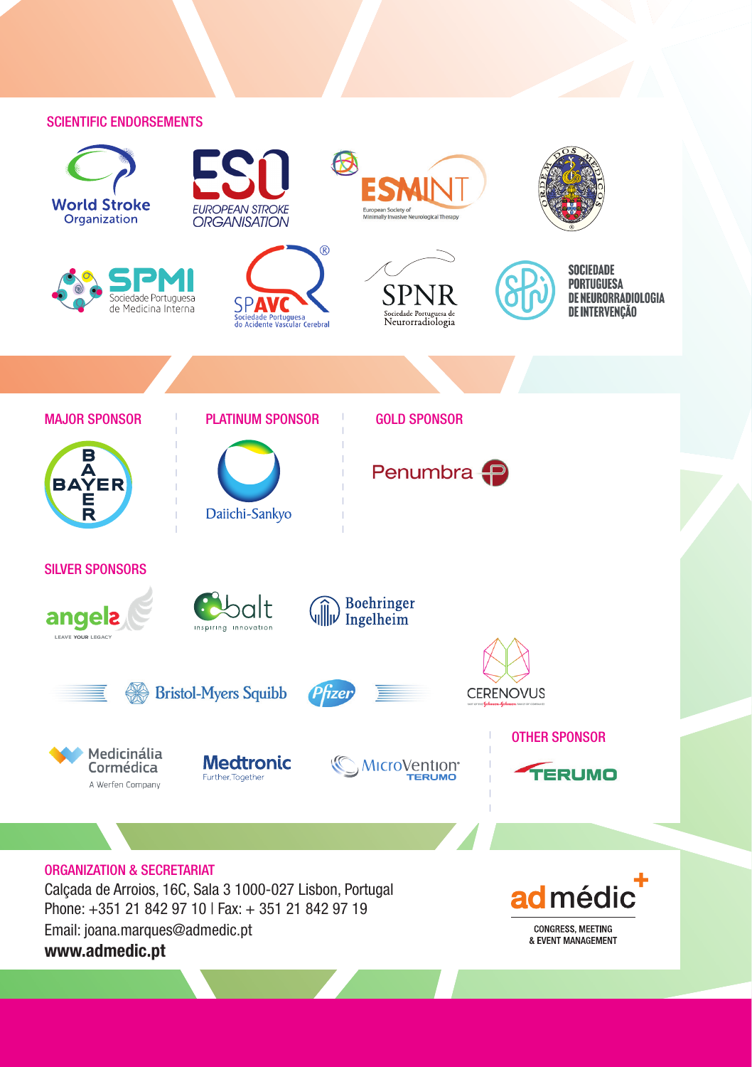## SCIENTIFIC ENDORSEMENTS

World Stroke Organization

EUROPEAN STROKE ORGANISATION

ESMINT European Society of Minimally Invasive Neurological Therapy

Ordem dos Médicos

SPMI Sociedade Portuguesa de Medicina Interna

SPAVC Sociedade Portuguesa do Acidente Vascular Cerebral

SPNR Sociedade Portuguesa de Neurorradiologia

Sociedade Portuguesa de Neurorradiologia de Intervenção

## MAJOR SPONSOR

BAYER

## PLATINUM SPONSOR

Daiichi-Sankyo

## GOLD SPONSOR

Penumbra

## SILVER SPONSORS

angels LEAVE YOUR LEGACY

Cobalt inspiring innovation

Boehringer Ingelheim

Bristol-Myers Squibb

Pfizer

CERENOVUS

Medicinália Cormédica A Werfen Company

Medtronic Further, Together

MicroVention TERUMO

## OTHER SPONSOR

TERUMO

## ORGANIZATION & SECRETARIAT

Calçada de Arroios, 16C, Sala 3 1000-027 Lisbon, Portugal
Phone: +351 21 842 97 10 | Fax: + 351 21 842 97 19
Email: joana.marques@admedic.pt
**www.admedic.pt**

admédic+ CONGRESS, MEETING & EVENT MANAGEMENT